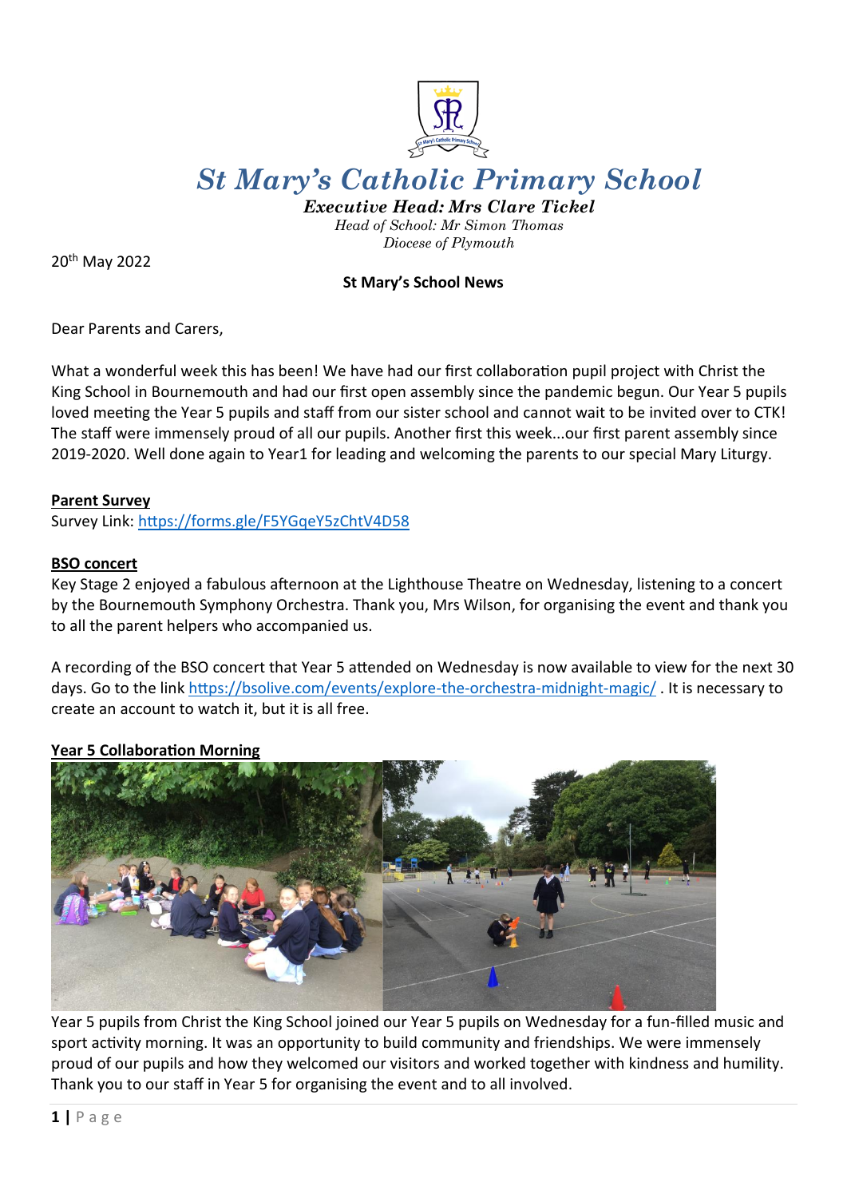# St Mary's Catholic Primary School

***Executive Head: Mrs Clare Tickel***

*Head of School: Mr Simon Thomas*

*Diocese of Plymouth*

20th May 2022

**St Mary's School News**

Dear Parents and Carers,

What a wonderful week this has been! We have had our first collaboration pupil project with Christ the King School in Bournemouth and had our first open assembly since the pandemic begun. Our Year 5 pupils loved meeting the Year 5 pupils and staff from our sister school and cannot wait to be invited over to CTK! The staff were immensely proud of all our pupils. Another first this week...our first parent assembly since 2019-2020. Well done again to Year1 for leading and welcoming the parents to our special Mary Liturgy.

**Parent Survey**

Survey Link: https://forms.gle/F5YGqeY5zChtV4D58

**BSO concert**

Key Stage 2 enjoyed a fabulous afternoon at the Lighthouse Theatre on Wednesday, listening to a concert by the Bournemouth Symphony Orchestra. Thank you, Mrs Wilson, for organising the event and thank you to all the parent helpers who accompanied us.

A recording of the BSO concert that Year 5 attended on Wednesday is now available to view for the next 30 days. Go to the link https://bsolive.com/events/explore-the-orchestra-midnight-magic/ . It is necessary to create an account to watch it, but it is all free.

**Year 5 Collaboration Morning**

Year 5 pupils from Christ the King School joined our Year 5 pupils on Wednesday for a fun-filled music and sport activity morning. It was an opportunity to build community and friendships. We were immensely proud of our pupils and how they welcomed our visitors and worked together with kindness and humility. Thank you to our staff in Year 5 for organising the event and to all involved.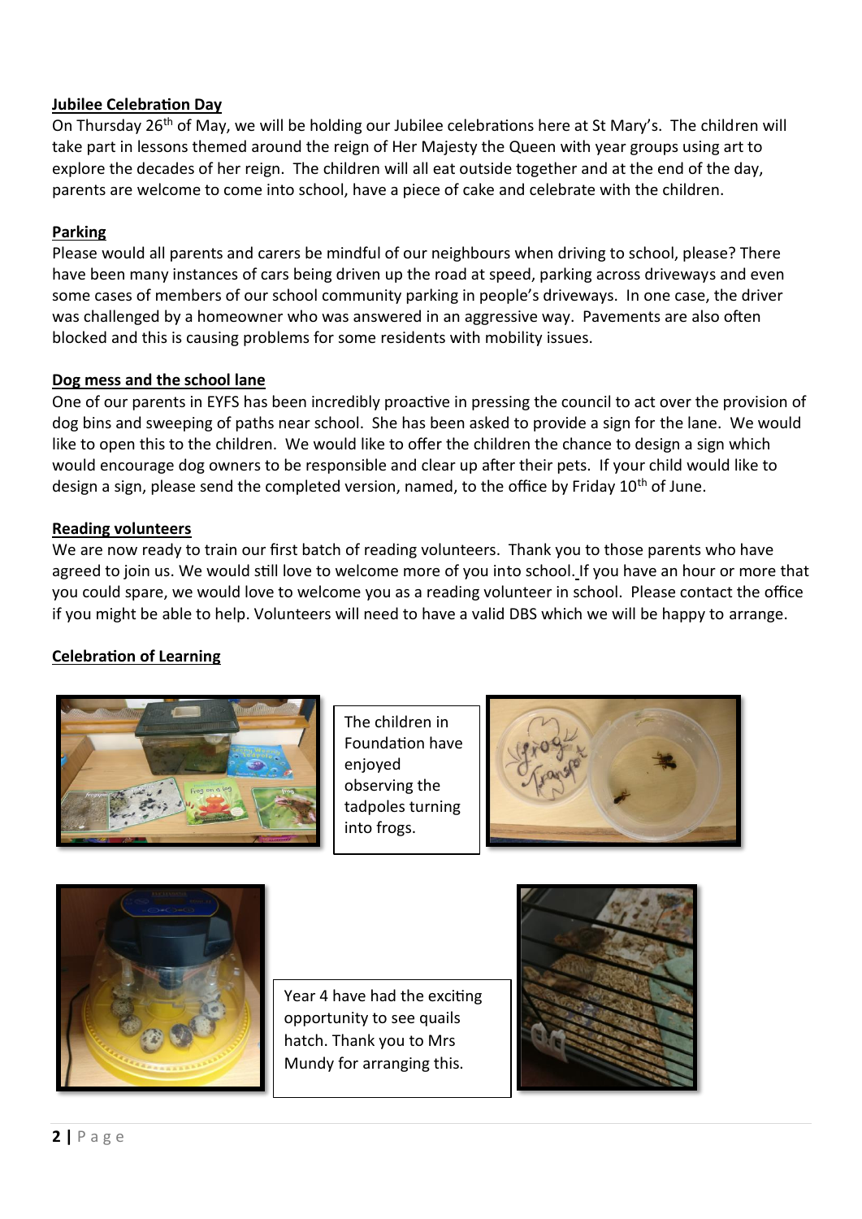**Jubilee Celebration Day**

On Thursday 26th of May, we will be holding our Jubilee celebrations here at St Mary's. The children will take part in lessons themed around the reign of Her Majesty the Queen with year groups using art to explore the decades of her reign. The children will all eat outside together and at the end of the day, parents are welcome to come into school, have a piece of cake and celebrate with the children.

**Parking**

Please would all parents and carers be mindful of our neighbours when driving to school, please? There have been many instances of cars being driven up the road at speed, parking across driveways and even some cases of members of our school community parking in people's driveways. In one case, the driver was challenged by a homeowner who was answered in an aggressive way. Pavements are also often blocked and this is causing problems for some residents with mobility issues.

**Dog mess and the school lane**

One of our parents in EYFS has been incredibly proactive in pressing the council to act over the provision of dog bins and sweeping of paths near school. She has been asked to provide a sign for the lane. We would like to open this to the children. We would like to offer the children the chance to design a sign which would encourage dog owners to be responsible and clear up after their pets. If your child would like to design a sign, please send the completed version, named, to the office by Friday 10th of June.

**Reading volunteers**

We are now ready to train our first batch of reading volunteers. Thank you to those parents who have agreed to join us. We would still love to welcome more of you into school. If you have an hour or more that you could spare, we would love to welcome you as a reading volunteer in school. Please contact the office if you might be able to help. Volunteers will need to have a valid DBS which we will be happy to arrange.

**Celebration of Learning**

The children in Foundation have enjoyed observing the tadpoles turning into frogs.

Year 4 have had the exciting opportunity to see quails hatch. Thank you to Mrs Mundy for arranging this.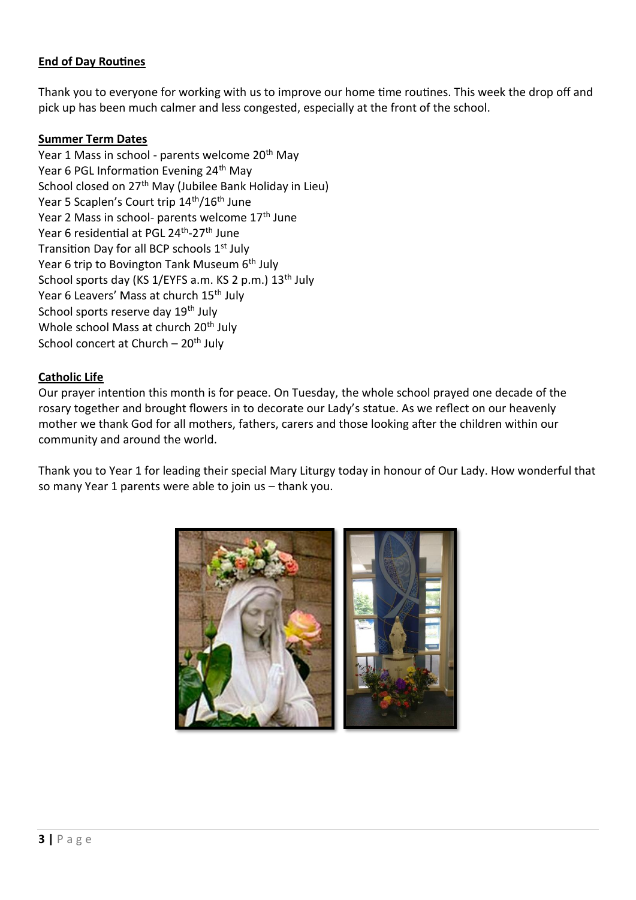**End of Day Routines**

Thank you to everyone for working with us to improve our home time routines. This week the drop off and pick up has been much calmer and less congested, especially at the front of the school.

**Summer Term Dates**

Year 1 Mass in school - parents welcome 20th May  
Year 6 PGL Information Evening 24th May  
School closed on 27th May (Jubilee Bank Holiday in Lieu)  
Year 5 Scaplen's Court trip 14th/16th June  
Year 2 Mass in school- parents welcome 17th June  
Year 6 residential at PGL 24th-27th June  
Transition Day for all BCP schools 1st July  
Year 6 trip to Bovington Tank Museum 6th July  
School sports day (KS 1/EYFS a.m. KS 2 p.m.) 13th July  
Year 6 Leavers' Mass at church 15th July  
School sports reserve day 19th July  
Whole school Mass at church 20th July  
School concert at Church – 20th July

**Catholic Life**

Our prayer intention this month is for peace. On Tuesday, the whole school prayed one decade of the rosary together and brought flowers in to decorate our Lady's statue. As we reflect on our heavenly mother we thank God for all mothers, fathers, carers and those looking after the children within our community and around the world.

Thank you to Year 1 for leading their special Mary Liturgy today in honour of Our Lady. How wonderful that so many Year 1 parents were able to join us – thank you.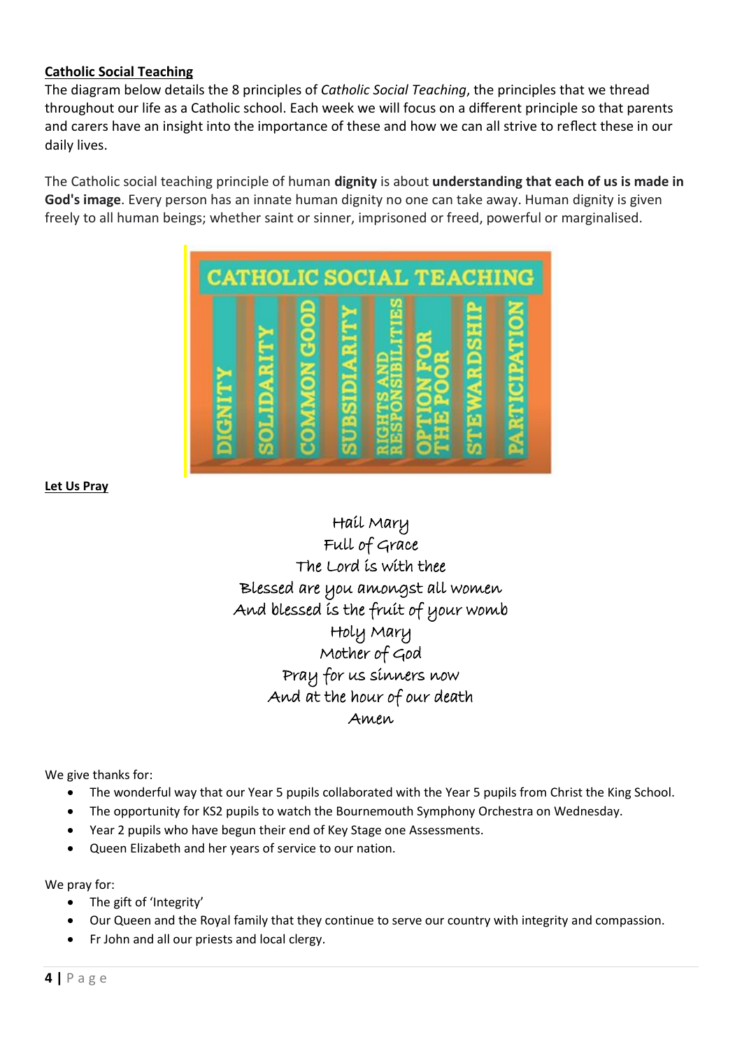**Catholic Social Teaching**

The diagram below details the 8 principles of *Catholic Social Teaching*, the principles that we thread throughout our life as a Catholic school. Each week we will focus on a different principle so that parents and carers have an insight into the importance of these and how we can all strive to reflect these in our daily lives.

The Catholic social teaching principle of human **dignity** is about **understanding that each of us is made in God's image**. Every person has an innate human dignity no one can take away. Human dignity is given freely to all human beings; whether saint or sinner, imprisoned or freed, powerful or marginalised.

CATHOLIC SOCIAL TEACHING

DIGNITY | SOLIDARITY | COMMON GOOD | SUBSIDIARITY | RIGHTS AND RESPONSIBILITIES | OPTION FOR THE POOR | STEWARDSHIP | PARTICIPATION

**Let Us Pray**

Hail Mary
Full of Grace
The Lord is with thee
Blessed are you amongst all women
And blessed is the fruit of your womb
Holy Mary
Mother of God
Pray for us sinners now
And at the hour of our death
Amen

We give thanks for:

- The wonderful way that our Year 5 pupils collaborated with the Year 5 pupils from Christ the King School.
- The opportunity for KS2 pupils to watch the Bournemouth Symphony Orchestra on Wednesday.
- Year 2 pupils who have begun their end of Key Stage one Assessments.
- Queen Elizabeth and her years of service to our nation.

We pray for:

- The gift of 'Integrity'
- Our Queen and the Royal family that they continue to serve our country with integrity and compassion.
- Fr John and all our priests and local clergy.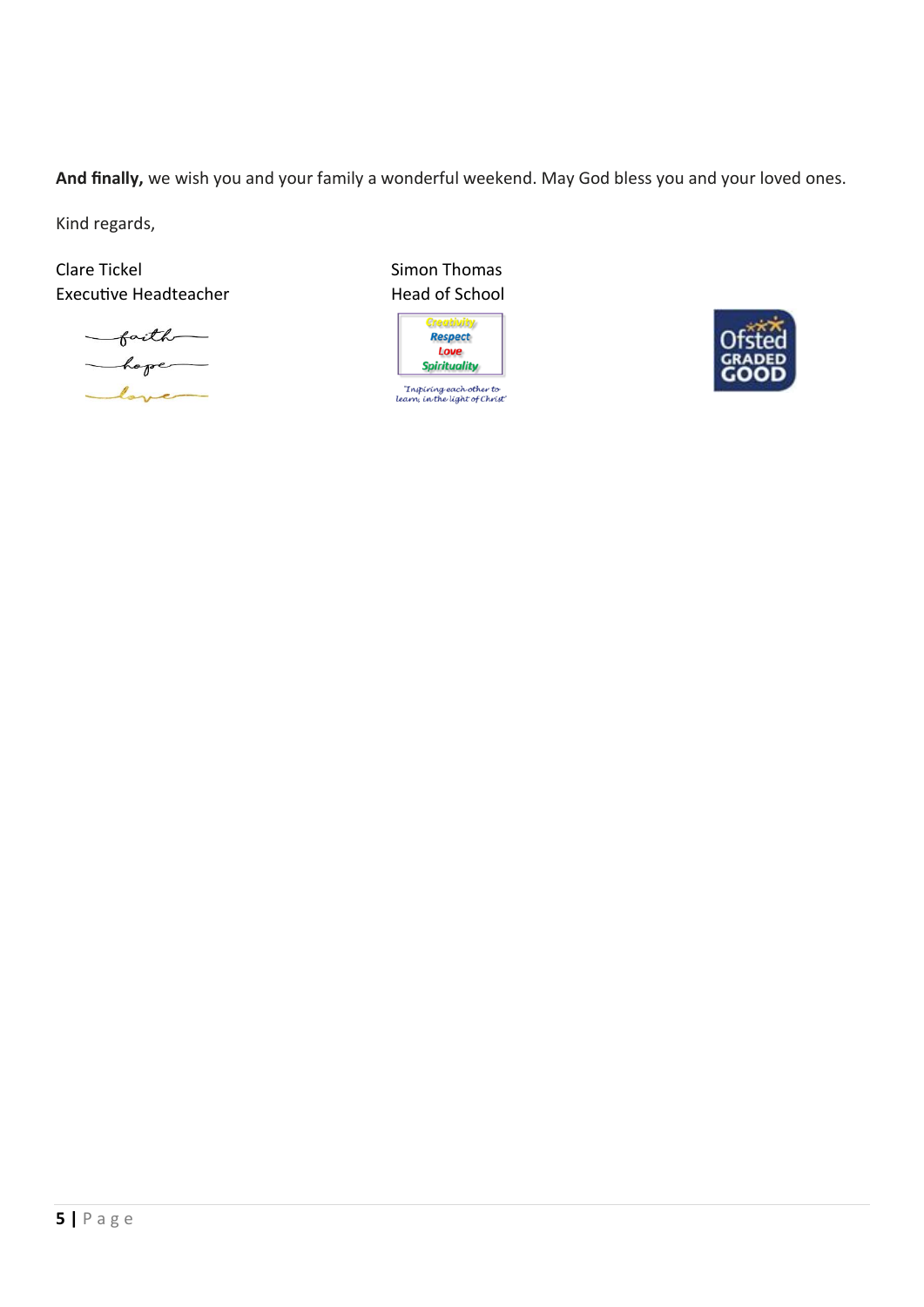**And finally,** we wish you and your family a wonderful weekend. May God bless you and your loved ones.

Kind regards,

Clare Tickel
Executive Headteacher

Simon Thomas
Head of School